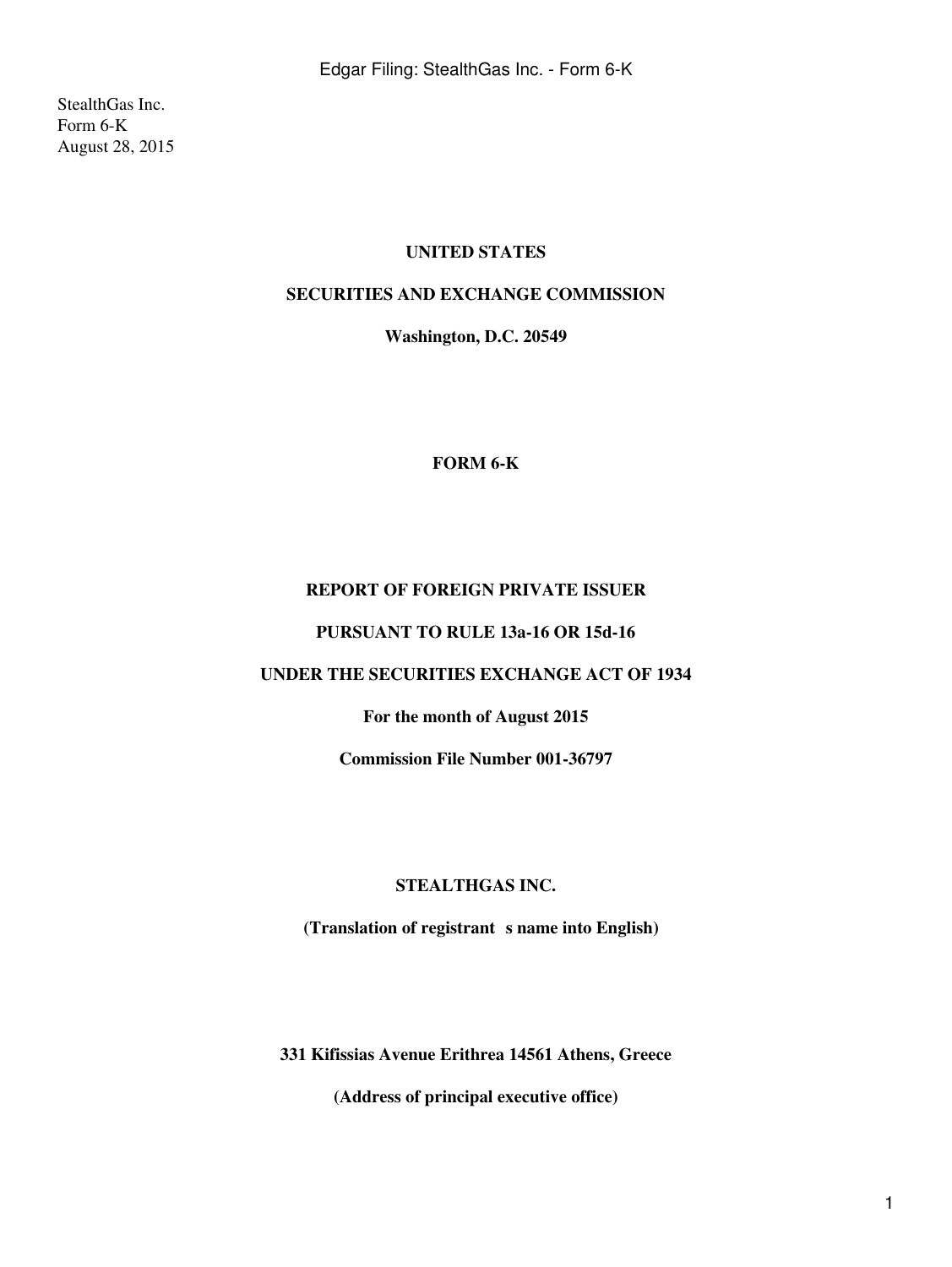StealthGas Inc.
Form 6-K
August 28, 2015

**UNITED STATES**

**SECURITIES AND EXCHANGE COMMISSION**

**Washington, D.C. 20549**

**FORM 6-K**

**REPORT OF FOREIGN PRIVATE ISSUER**

**PURSUANT TO RULE 13a-16 OR 15d-16**

**UNDER THE SECURITIES EXCHANGE ACT OF 1934**

**For the month of August 2015**

**Commission File Number 001-36797**

**STEALTHGAS INC.**

**(Translation of registrant s name into English)**

**331 Kifissias Avenue Erithrea 14561 Athens, Greece**

**(Address of principal executive office)**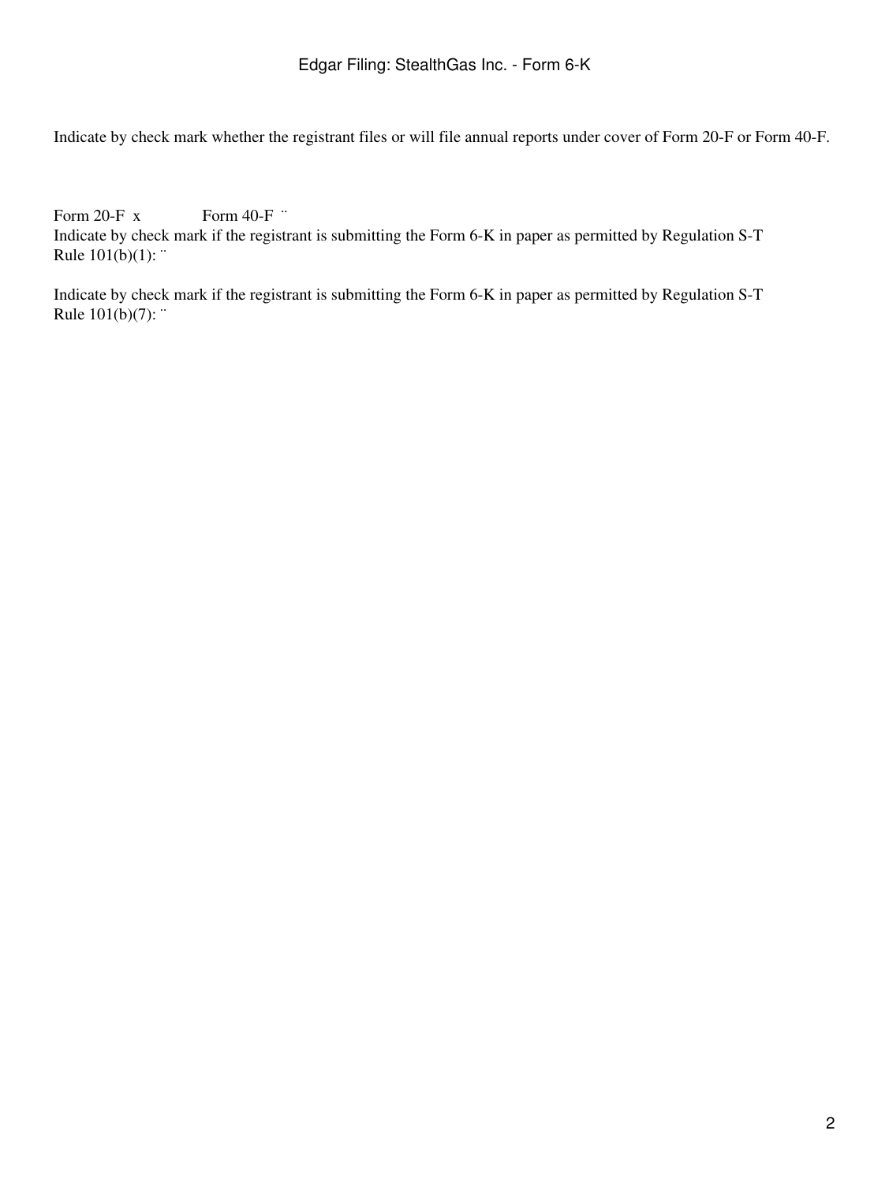Indicate by check mark whether the registrant files or will file annual reports under cover of Form 20-F or Form 40-F.

Form 20-F x Form 40-F ¨

Indicate by check mark if the registrant is submitting the Form 6-K in paper as permitted by Regulation S-T Rule 101(b)(1): ¨

Indicate by check mark if the registrant is submitting the Form 6-K in paper as permitted by Regulation S-T Rule 101(b)(7): ¨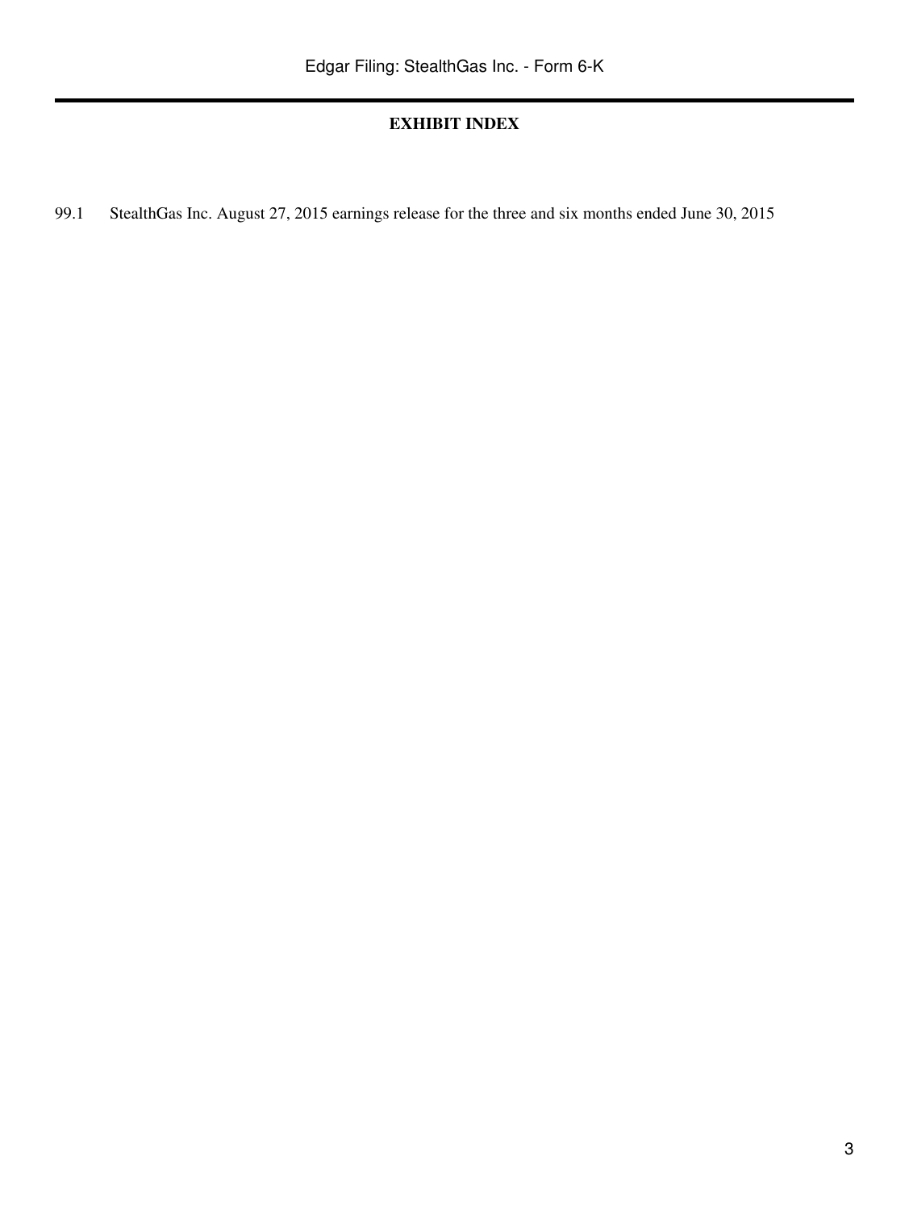**EXHIBIT INDEX**

99.1 StealthGas Inc. August 27, 2015 earnings release for the three and six months ended June 30, 2015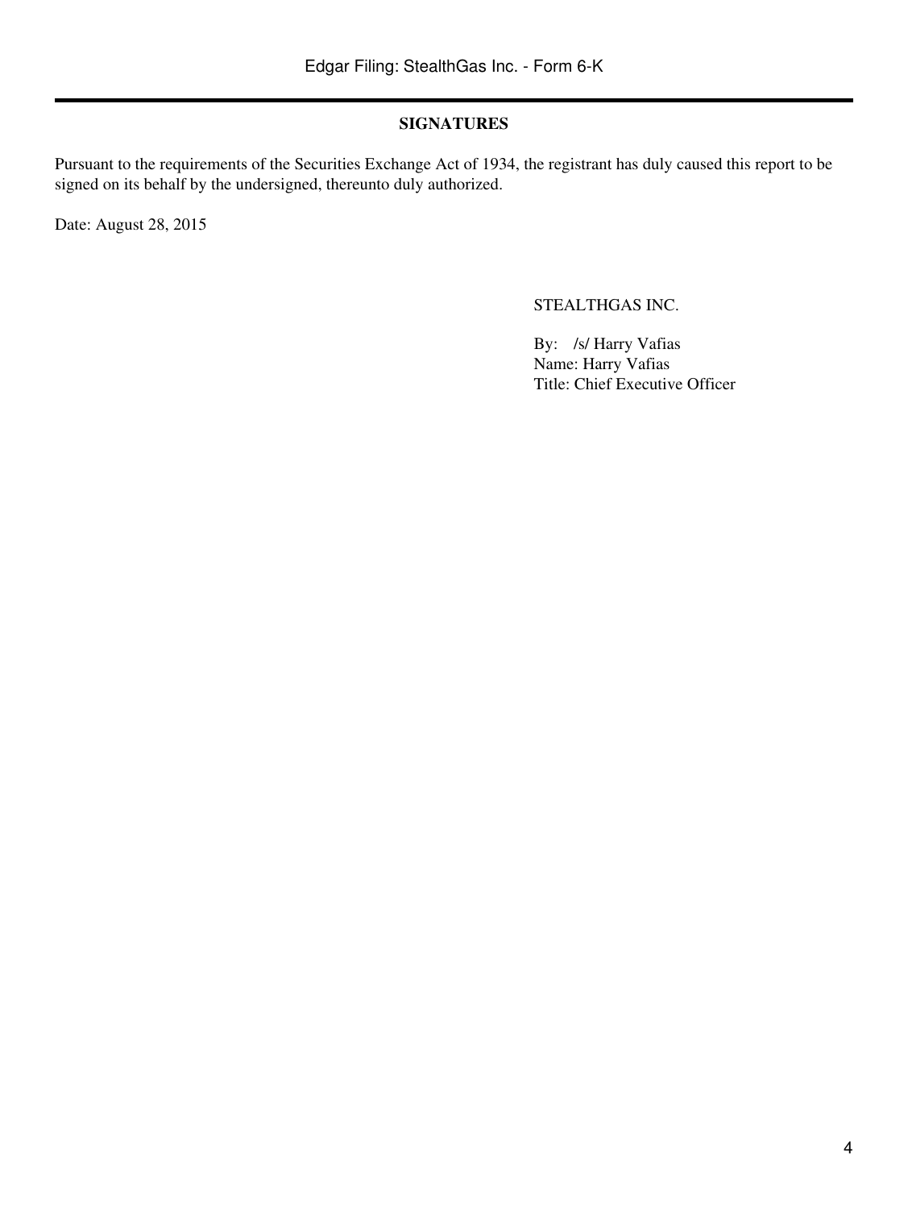## SIGNATURES

Pursuant to the requirements of the Securities Exchange Act of 1934, the registrant has duly caused this report to be signed on its behalf by the undersigned, thereunto duly authorized.

Date: August 28, 2015

STEALTHGAS INC.

By: /s/ Harry Vafias
Name: Harry Vafias
Title: Chief Executive Officer